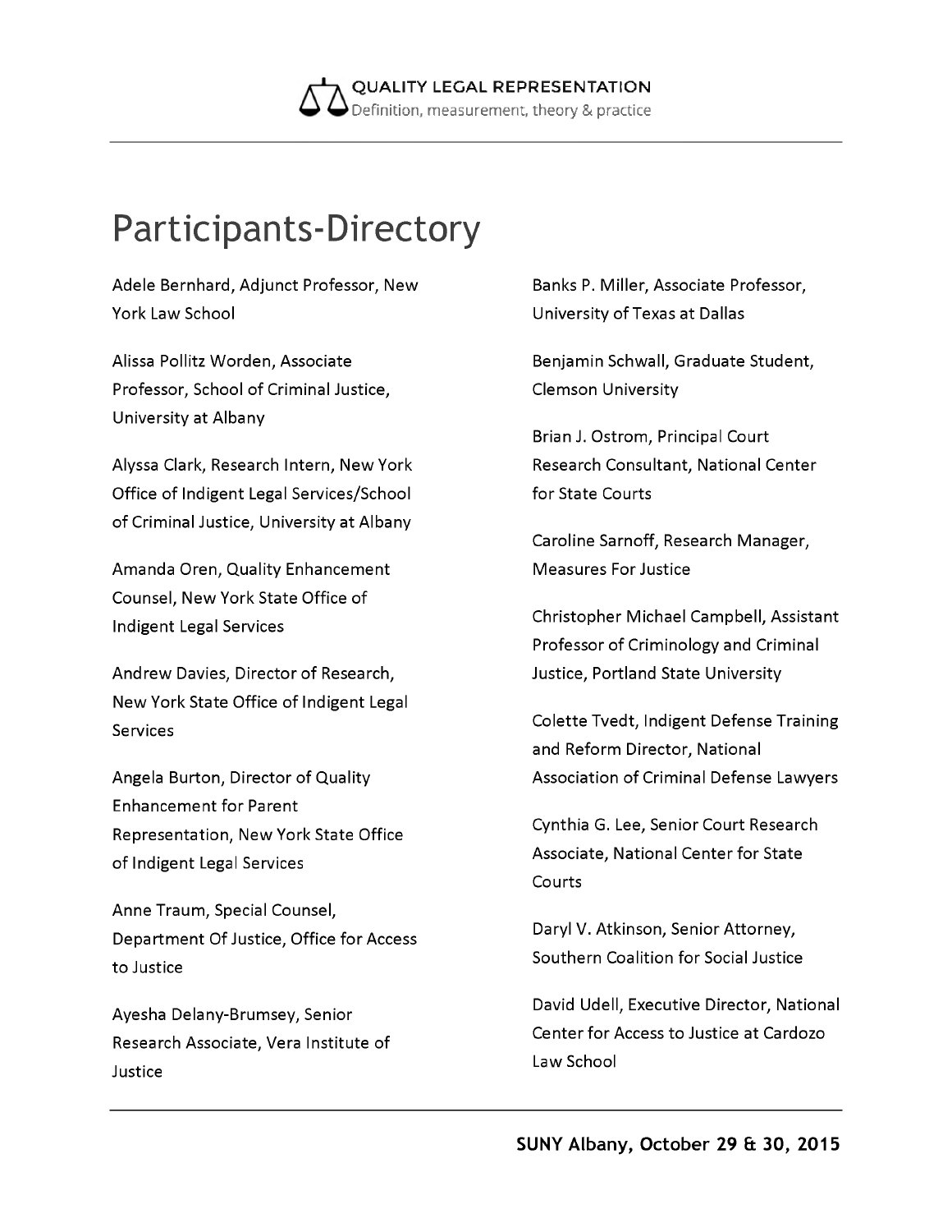# Participants-Directory

Adele Bernhard, Adjunct Professor, New York Law School

Alissa Pollitz Worden, Associate Professor, School of Criminal Justice, University at Albany

Alyssa Clark, Research Intern, New York Office of Indigent Legal Services/School of Criminal Justice, University at Albany

Amanda Oren, Quality Enhancement Counsel, New York State Office of Indigent Legal Services

Andrew Davies, Director of Research, New York State Office of Indigent Legal Services

Angela Burton, Director of Quality Enhancement for Parent Representation, New York State Office of Indigent Legal Services

Anne Traum, Special Counsel, Department Of Justice, Office for Access to Justice

Ayesha Delany-Brumsey, Senior Research Associate, Vera Institute of Justice

Banks P. Miller, Associate Professor, University of Texas at Dallas

Benjamin Schwall, Graduate Student, Clemson University

Brian J. Ostrom, Principal Court Research Consultant, National Center for State Courts

Caroline Sarnoff, Research Manager, Measures For Justice

Christopher Michael Campbell, Assistant Professor of Criminology and Criminal Justice, Portland State University

Colette Tvedt, Indigent Defense Training and Reform Director, National Association of Criminal Defense Lawyers

Cynthia G. Lee, Senior Court Research Associate, National Center for State Courts

Daryl V. Atkinson, Senior Attorney, Southern Coalition for Social Justice

David Udell, Executive Director, National Center for Access to Justice at Cardozo Law School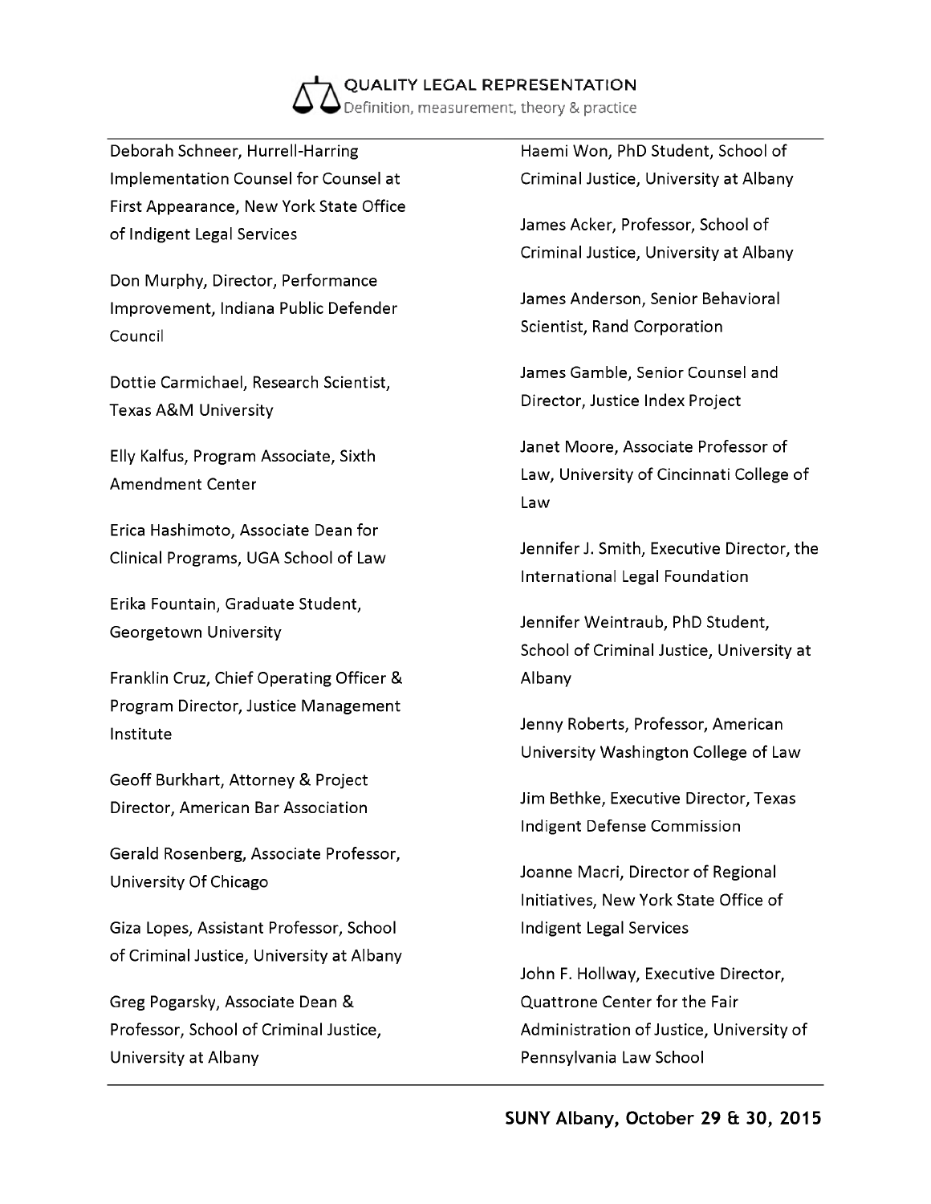Deborah Schneer, Hurrell-Harring Implementation Counsel for Counsel at First Appearance, New York State Office of Indigent Legal Services

Don Murphy, Director, Performance Improvement, Indiana Public Defender Council

Dottie Carmichael, Research Scientist, Texas A&M University

Elly Kalfus, Program Associate, Sixth Amendment Center

Erica Hashimoto, Associate Dean for Clinical Programs, UGA School of Law

Erika Fountain, Graduate Student, Georgetown University

Franklin Cruz, Chief Operating Officer & Program Director, Justice Management Institute

Geoff Burkhart, Attorney & Project Director, American Bar Association

Gerald Rosenberg, Associate Professor, University Of Chicago

Giza Lopes, Assistant Professor, School of Criminal Justice, University at Albany

Greg Pogarsky, Associate Dean & Professor, School of Criminal Justice, University at Albany

Haemi Won, PhD Student, School of Criminal Justice, University at Albany

James Acker, Professor, School of Criminal Justice, University at Albany

James Anderson, Senior Behavioral Scientist, Rand Corporation

James Gamble, Senior Counsel and Director, Justice Index Project

Janet Moore, Associate Professor of Law, University of Cincinnati College of Law

Jennifer J. Smith, Executive Director, the International Legal Foundation

Jennifer Weintraub, PhD Student, School of Criminal Justice, University at Albany

Jenny Roberts, Professor, American University Washington College of Law

Jim Bethke, Executive Director, Texas Indigent Defense Commission

Joanne Macri, Director of Regional Initiatives, New York State Office of Indigent Legal Services

John F. Hollway, Executive Director, Quattrone Center for the Fair Administration of Justice, University of Pennsylvania Law School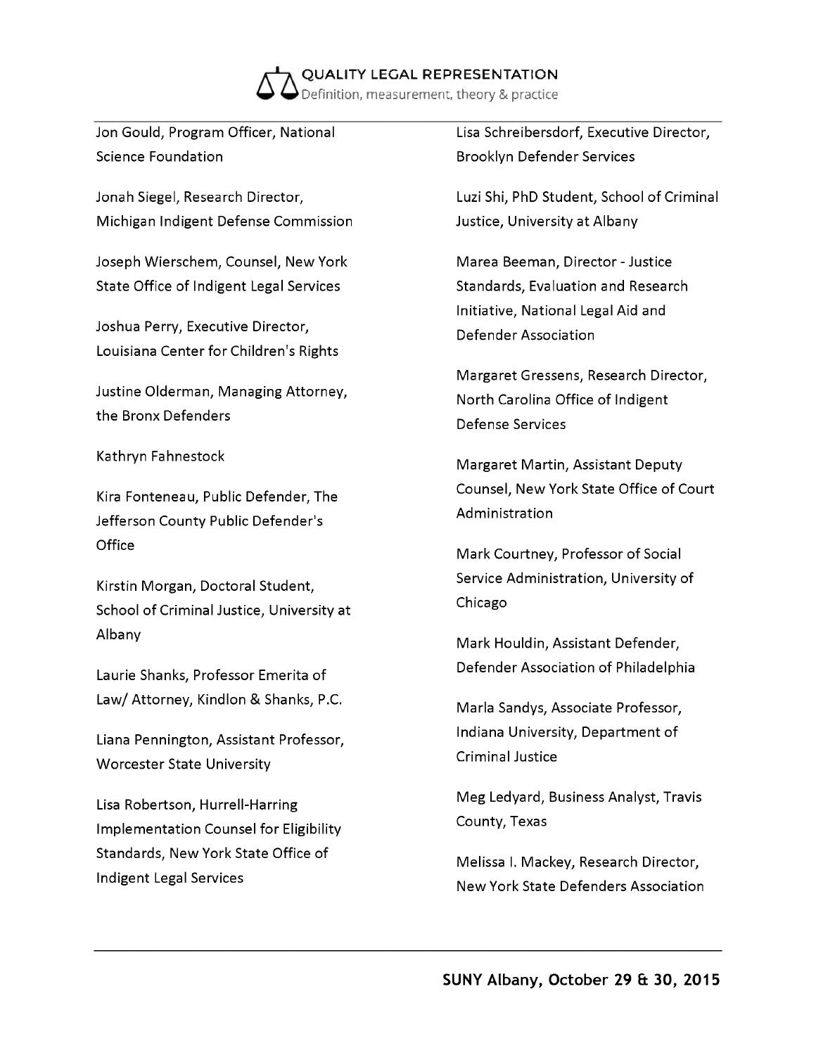Jon Gould, Program Officer, National Science Foundation

Jonah Siegel, Research Director, Michigan Indigent Defense Commission

Joseph Wierschem, Counsel, New York State Office of Indigent Legal Services

Joshua Perry, Executive Director, Louisiana Center for Children's Rights

Justine Olderman, Managing Attorney, the Bronx Defenders

Kathryn Fahnestock

Kira Fonteneau, Public Defender, The Jefferson County Public Defender's Office

Kirstin Morgan, Doctoral Student, School of Criminal Justice, University at Albany

Laurie Shanks, Professor Emerita of Law/ Attorney, Kindlon & Shanks, P.C.

Liana Pennington, Assistant Professor, Worcester State University

Lisa Robertson, Hurrell-Harring Implementation Counsel for Eligibility Standards, New York State Office of Indigent Legal Services

Lisa Schreibersdorf, Executive Director, Brooklyn Defender Services

Luzi Shi, PhD Student, School of Criminal Justice, University at Albany

Marea Beeman, Director - Justice Standards, Evaluation and Research Initiative, National Legal Aid and Defender Association

Margaret Gressens, Research Director, North Carolina Office of Indigent Defense Services

Margaret Martin, Assistant Deputy Counsel, New York State Office of Court Administration

Mark Courtney, Professor of Social Service Administration, University of Chicago

Mark Houldin, Assistant Defender, Defender Association of Philadelphia

Marla Sandys, Associate Professor, Indiana University, Department of Criminal Justice

Meg Ledyard, Business Analyst, Travis County, Texas

Melissa I. Mackey, Research Director, New York State Defenders Association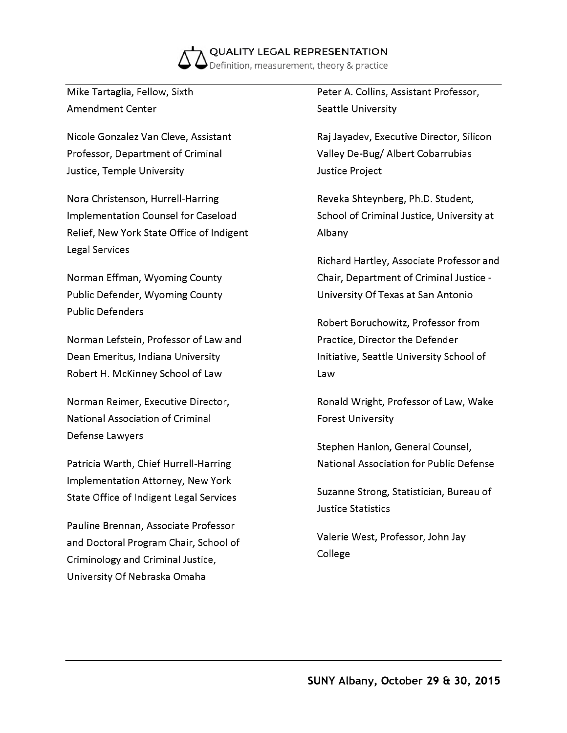Mike Tartaglia, Fellow, Sixth Amendment Center

Nicole Gonzalez Van Cleve, Assistant Professor, Department of Criminal Justice, Temple University

Nora Christenson, Hurrell-Harring Implementation Counsel for Caseload Relief, New York State Office of Indigent Legal Services

Norman Effman, Wyoming County Public Defender, Wyoming County Public Defenders

Norman Lefstein, Professor of Law and Dean Emeritus, Indiana University Robert H. McKinney School of Law

Norman Reimer, Executive Director, National Association of Criminal Defense Lawyers

Patricia Warth, Chief Hurrell-Harring Implementation Attorney, New York State Office of Indigent Legal Services

Pauline Brennan, Associate Professor and Doctoral Program Chair, School of Criminology and Criminal Justice, University Of Nebraska Omaha

Peter A. Collins, Assistant Professor, Seattle University

Raj Jayadev, Executive Director, Silicon Valley De-Bug/ Albert Cobarrubias Justice Project

Reveka Shteynberg, Ph.D. Student, School of Criminal Justice, University at Albany

Richard Hartley, Associate Professor and Chair, Department of Criminal Justice - University Of Texas at San Antonio

Robert Boruchowitz, Professor from Practice, Director the Defender Initiative, Seattle University School of Law

Ronald Wright, Professor of Law, Wake Forest University

Stephen Hanlon, General Counsel, National Association for Public Defense

Suzanne Strong, Statistician, Bureau of Justice Statistics

Valerie West, Professor, John Jay College